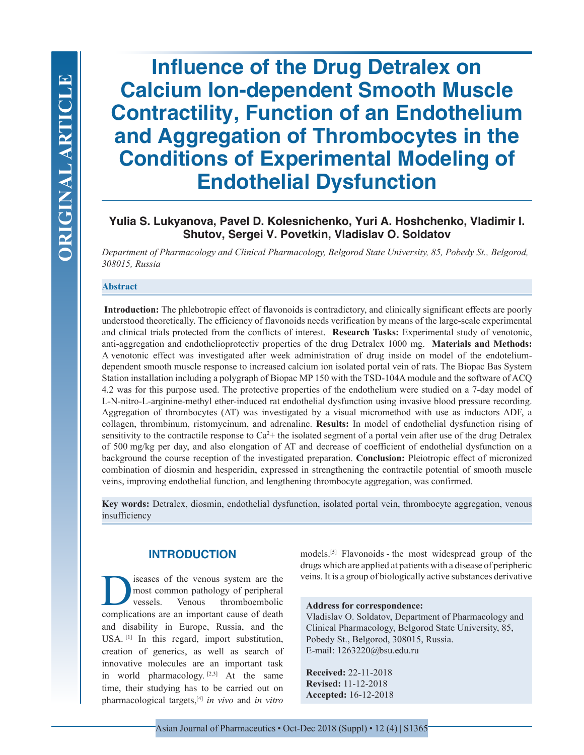ORIGINAL ARTICLE

# Influence of the Drug Detralex on Calcium Ion-dependent Smooth Muscle Contractility, Function of an Endothelium and Aggregation of Thrombocytes in the Conditions of Experimental Modeling of Endothelial Dysfunction

**Yulia S. Lukyanova, Pavel D. Kolesnichenko, Yuri A. Hoshchenko, Vladimir I. Shutov, Sergei V. Povetkin, Vladislav O. Soldatov**

*Department of Pharmacology and Clinical Pharmacology, Belgorod State University, 85, Pobedy St., Belgorod, 308015, Russia*

### Abstract

**Introduction:** The phlebotropic effect of flavonoids is contradictory, and clinically significant effects are poorly understood theoretically. The efficiency of flavonoids needs verification by means of the large-scale experimental and clinical trials protected from the conflicts of interest. **Research Tasks:** Experimental study of venotonic, anti-aggregation and endothelioprotectiv properties of the drug Detralex 1000 mg. **Materials and Methods:** A venotonic effect was investigated after week administration of drug inside on model of the endotelium-dependent smooth muscle response to increased calcium ion isolated portal vein of rats. The Biopac Bas System Station installation including a polygraph of Biopac MP 150 with the TSD-104A module and the software of ACQ 4.2 was for this purpose used. The protective properties of the endothelium were studied on a 7-day model of L-N-nitro-L-arginine-methyl ether-induced rat endothelial dysfunction using invasive blood pressure recording. Aggregation of thrombocytes (AT) was investigated by a visual micromethod with use as inductors ADF, a collagen, thrombinum, ristomycinum, and adrenaline. **Results:** In model of endothelial dysfunction rising of sensitivity to the contractile response to $Ca^{2}$+ the isolated segment of a portal vein after use of the drug Detralex of 500 mg/kg per day, and also elongation of AT and decrease of coefficient of endothelial dysfunction on a background the course reception of the investigated preparation. **Conclusion:** Pleiotropic effect of micronized combination of diosmin and hesperidin, expressed in strengthening the contractile potential of smooth muscle veins, improving endothelial function, and lengthening thrombocyte aggregation, was confirmed.

**Key words:** Detralex, diosmin, endothelial dysfunction, isolated portal vein, thrombocyte aggregation, venous insufficiency

## INTRODUCTION

Diseases of the venous system are the most common pathology of peripheral vessels. Venous thromboembolic complications are an important cause of death and disability in Europe, Russia, and the USA.[1] In this regard, import substitution, creation of generics, as well as search of innovative molecules are an important task in world pharmacology.[2,3] At the same time, their studying has to be carried out on pharmacological targets,[4] *in vivo* and *in vitro* models.[5] Flavonoids - the most widespread group of the drugs which are applied at patients with a disease of peripheric veins. It is a group of biologically active substances derivative

**Address for correspondence:**
Vladislav O. Soldatov, Department of Pharmacology and Clinical Pharmacology, Belgorod State University, 85, Pobedy St., Belgorod, 308015, Russia.
E-mail: 1263220@bsu.edu.ru

**Received:** 22-11-2018
**Revised:** 11-12-2018
**Accepted:** 16-12-2018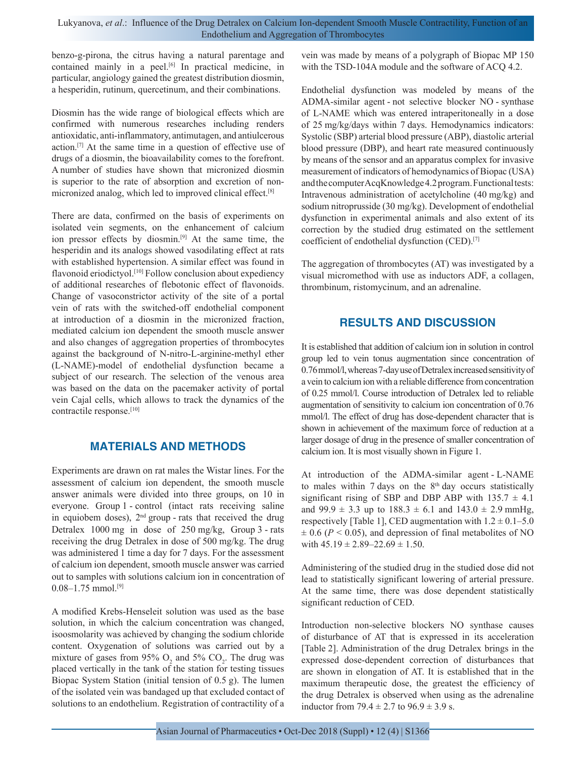benzo-g-pirona, the citrus having a natural parentage and contained mainly in a peel.[6] In practical medicine, in particular, angiology gained the greatest distribution diosmin, a hesperidin, rutinum, quercetinum, and their combinations.

Diosmin has the wide range of biological effects which are confirmed with numerous researches including renders antioxidatic, anti-inflammatory, antimutagen, and antiulcerous action.[7] At the same time in a question of effective use of drugs of a diosmin, the bioavailability comes to the forefront. A number of studies have shown that micronized diosmin is superior to the rate of absorption and excretion of non-micronized analog, which led to improved clinical effect.[8]

There are data, confirmed on the basis of experiments on isolated vein segments, on the enhancement of calcium ion pressor effects by diosmin.[9] At the same time, the hesperidin and its analogs showed vasodilating effect at rats with established hypertension. A similar effect was found in flavonoid eriodictyol.[10] Follow conclusion about expediency of additional researches of flebotonic effect of flavonoids. Change of vasoconstrictor activity of the site of a portal vein of rats with the switched-off endothelial component at introduction of a diosmin in the micronized fraction, mediated calcium ion dependent the smooth muscle answer and also changes of aggregation properties of thrombocytes against the background of N-nitro-L-arginine-methyl ether (L-NAME)-model of endothelial dysfunction became a subject of our research. The selection of the venous area was based on the data on the pacemaker activity of portal vein Cajal cells, which allows to track the dynamics of the contractile response.[10]

## MATERIALS AND METHODS

Experiments are drawn on rat males the Wistar lines. For the assessment of calcium ion dependent, the smooth muscle answer animals were divided into three groups, on 10 in everyone. Group 1 - control (intact rats receiving saline in equiobem doses), 2nd group - rats that received the drug Detralex 1000 mg in dose of 250 mg/kg, Group 3 - rats receiving the drug Detralex in dose of 500 mg/kg. The drug was administered 1 time a day for 7 days. For the assessment of calcium ion dependent, smooth muscle answer was carried out to samples with solutions calcium ion in concentration of 0.08–1.75 mmol.[9]

A modified Krebs-Henseleit solution was used as the base solution, in which the calcium concentration was changed, isoosmolarity was achieved by changing the sodium chloride content. Oxygenation of solutions was carried out by a mixture of gases from 95% $O_2$ and 5% $CO_2$. The drug was placed vertically in the tank of the station for testing tissues Biopac System Station (initial tension of 0.5 g). The lumen of the isolated vein was bandaged up that excluded contact of solutions to an endothelium. Registration of contractility of a vein was made by means of a polygraph of Biopac MP 150 with the TSD-104A module and the software of ACQ 4.2.

Endothelial dysfunction was modeled by means of the ADMA-similar agent - not selective blocker NO - synthase of L-NAME which was entered intraperitoneally in a dose of 25 mg/kg/days within 7 days. Hemodynamics indicators: Systolic (SBP) arterial blood pressure (ABP), diastolic arterial blood pressure (DBP), and heart rate measured continuously by means of the sensor and an apparatus complex for invasive measurement of indicators of hemodynamics of Biopac (USA) and the computer AcqKnowledge 4.2 program. Functional tests: Intravenous administration of acetylcholine (40 mg/kg) and sodium nitroprusside (30 mg/kg). Development of endothelial dysfunction in experimental animals and also extent of its correction by the studied drug estimated on the settlement coefficient of endothelial dysfunction (CED).[7]

The aggregation of thrombocytes (AT) was investigated by a visual micromethod with use as inductors ADF, a collagen, thrombinum, ristomycinum, and an adrenaline.

## RESULTS AND DISCUSSION

It is established that addition of calcium ion in solution in control group led to vein tonus augmentation since concentration of 0.76 mmol/l, whereas 7-day use of Detralex increased sensitivity of a vein to calcium ion with a reliable difference from concentration of 0.25 mmol/l. Course introduction of Detralex led to reliable augmentation of sensitivity to calcium ion concentration of 0.76 mmol/l. The effect of drug has dose-dependent character that is shown in achievement of the maximum force of reduction at a larger dosage of drug in the presence of smaller concentration of calcium ion. It is most visually shown in Figure 1.

At introduction of the ADMA-similar agent - L-NAME to males within 7 days on the 8th day occurs statistically significant rising of SBP and DBP ABP with 135.7 ± 4.1 and 99.9 ± 3.3 up to 188.3 ± 6.1 and 143.0 ± 2.9 mmHg, respectively [Table 1], CED augmentation with 1.2 ± 0.1–5.0 ± 0.6 ($P < 0.05$), and depression of final metabolites of NO with 45.19 ± 2.89–22.69 ± 1.50.

Administering of the studied drug in the studied dose did not lead to statistically significant lowering of arterial pressure. At the same time, there was dose dependent statistically significant reduction of CED.

Introduction non-selective blockers NO synthase causes of disturbance of AT that is expressed in its acceleration [Table 2]. Administration of the drug Detralex brings in the expressed dose-dependent correction of disturbances that are shown in elongation of AT. It is established that in the maximum therapeutic dose, the greatest the efficiency of the drug Detralex is observed when using as the adrenaline inductor from 79.4 ± 2.7 to 96.9 ± 3.9 s.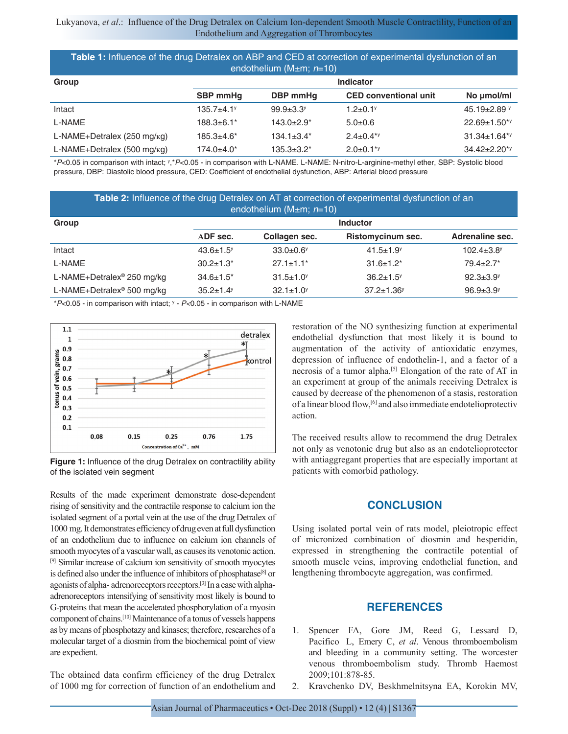**Table 1:** Influence of the drug Detralex on ABP and CED at correction of experimental dysfunction of an endothelium (M±m; $n$=10)

| Group | Indicator | | | |
|---|---|---|---|---|
| | SBP mmHg | DBP mmHg | CED conventional unit | No μmol/ml |
| Intact | 135.7±4.1[y] | 99.9±3.3[y] | 1.2±0.1[y] | 45.19±2.89 [y] |
| L-NAME | 188.3±6.1* | 143.0±2.9* | 5.0±0.6 | 22.69±1.50*[y] |
| L-NAME+Detralex (250 mg/кg) | 185.3±4.6* | 134.1±3.4* | 2.4±0.4*[y] | 31.34±1.64*[y] |
| L-NAME+Detralex (500 mg/кg) | 174.0±4.0* | 135.3±3.2* | 2.0±0.1*[y] | 34.42±2.20*[y] |

*$P$<0.05 in comparison with intact; [y],*$P$<0.05 - in comparison with L-NAME. L-NAME: N-nitro-L-arginine-methyl ether, SBP: Systolic blood pressure, DBP: Diastolic blood pressure, CED: Coefficient of endothelial dysfunction, ABP: Arterial blood pressure

**Table 2:** Influence of the drug Detralex on AT at correction of experimental dysfunction of an endothelium (M±m; $n$=10)

| Group | Inductor | | | |
|---|---|---|---|---|
| | ADF sec. | Collagen sec. | Ristomycinum sec. | Adrenaline sec. |
| Intact | 43.6±1.5[y] | 33.0±0.6[y] | 41.5±1.9[y] | 102.4±3.8[y] |
| L-NAME | 30.2±1.3* | 27.1±1.1* | 31.6±1.2* | 79.4±2.7* |
| L-NAME+Detralex® 250 mg/kg | 34.6±1.5* | 31.5±1.0[y] | 36.2±1.5[y] | 92.3±3.9[y] |
| L-NAME+Detralex® 500 mg/kg | 35.2±1.4[y] | 32.1±1.0[y] | 37.2±1.36[y] | 96.9±3.9[y] |

*$P$<0.05 - in comparison with intact; [y] - $P$<0.05 - in comparison with L-NAME

**Figure 1:** Influence of the drug Detralex on contractility ability of the isolated vein segment

Results of the made experiment demonstrate dose-dependent rising of sensitivity and the contractile response to calcium ion the isolated segment of a portal vein at the use of the drug Detralex of 1000 mg. It demonstrates efficiency of drug even at full dysfunction of an endothelium due to influence on calcium ion channels of smooth myocytes of a vascular wall, as causes its venotonic action.[9] Similar increase of calcium ion sensitivity of smooth myocytes is defined also under the influence of inhibitors of phosphatase[8] or agonists of alpha- adrenoreceptors receptors.[3] In a case with alpha-adrenoreceptors intensifying of sensitivity most likely is bound to G-proteins that mean the accelerated phosphorylation of a myosin component of chains.[10] Maintenance of a tonus of vessels happens as by means of phosphotazy and kinases; therefore, researches of a molecular target of a diosmin from the biochemical point of view are expedient.

The obtained data confirm efficiency of the drug Detralex of 1000 mg for correction of function of an endothelium and restoration of the NO synthesizing function at experimental endothelial dysfunction that most likely it is bound to augmentation of the activity of antioxidatic enzymes, depression of influence of endothelin-1, and a factor of a necrosis of a tumor alpha.[5] Elongation of the rate of AT in an experiment at group of the animals receiving Detralex is caused by decrease of the phenomenon of a stasis, restoration of a linear blood flow,[6] and also immediate endotelioprotectiv action.

The received results allow to recommend the drug Detralex not only as venotonic drug but also as an endotelioprotector with antiaggregant properties that are especially important at patients with comorbid pathology.

## CONCLUSION

Using isolated portal vein of rats model, pleiotropic effect of micronized combination of diosmin and hesperidin, expressed in strengthening the contractile potential of smooth muscle veins, improving endothelial function, and lengthening thrombocyte aggregation, was confirmed.

## REFERENCES

1. Spencer FA, Gore JM, Reed G, Lessard D, Pacifico L, Emery C, *et al*. Venous thromboembolism and bleeding in a community setting. The worcester venous thromboembolism study. Thromb Haemost 2009;101:878-85.
2. Kravchenko DV, Beskhmelnitsyna EA, Korokin MV,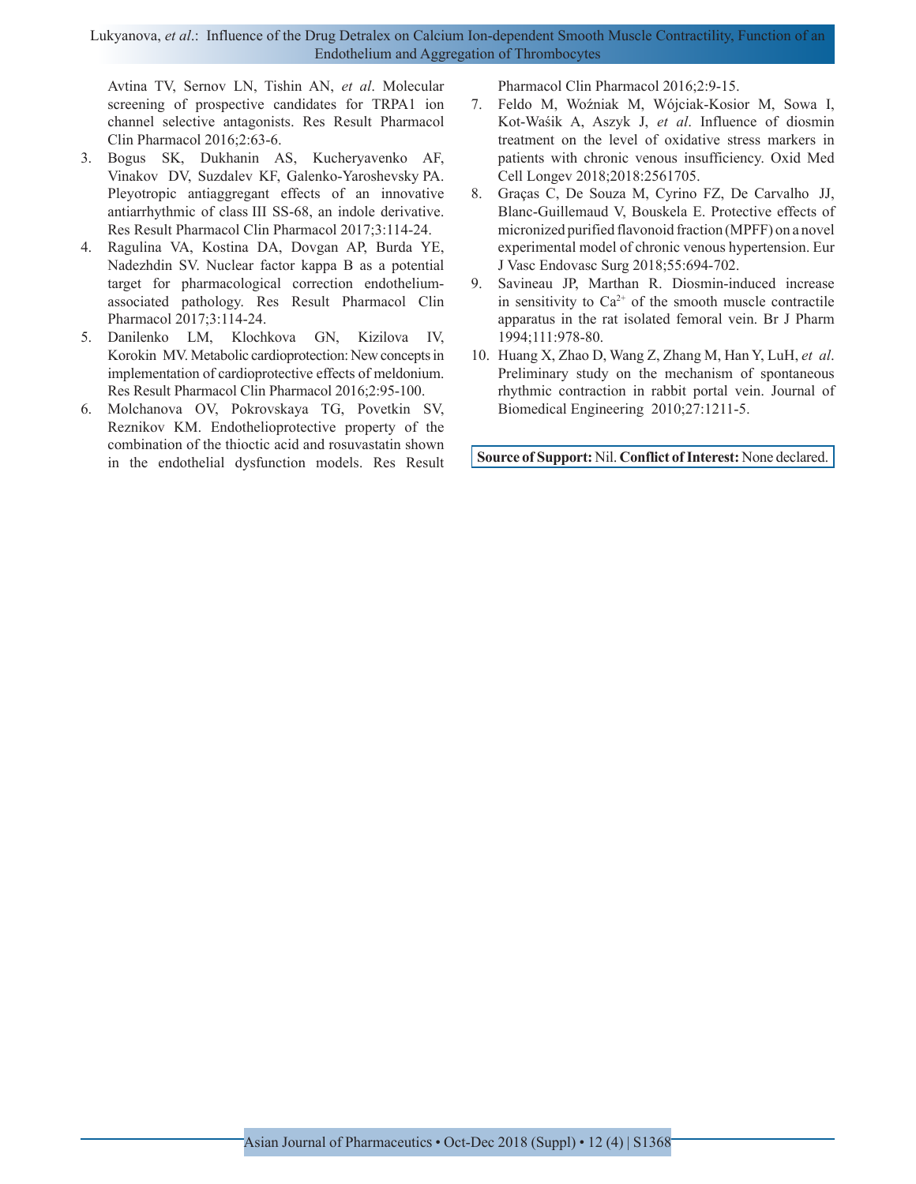Avtina TV, Sernov LN, Tishin AN, *et al*. Molecular screening of prospective candidates for TRPA1 ion channel selective antagonists. Res Result Pharmacol Clin Pharmacol 2016;2:63-6.

3. Bogus SK, Dukhanin AS, Kucheryavenko AF, Vinakov DV, Suzdalev KF, Galenko-Yaroshevsky PA. Pleyotropic antiaggregant effects of an innovative antiarrhythmic of class III SS-68, an indole derivative. Res Result Pharmacol Clin Pharmacol 2017;3:114-24.
4. Ragulina VA, Kostina DA, Dovgan AP, Burda YE, Nadezhdin SV. Nuclear factor kappa B as a potential target for pharmacological correction endothelium-associated pathology. Res Result Pharmacol Clin Pharmacol 2017;3:114-24.
5. Danilenko LM, Klochkova GN, Kizilova IV, Korokin MV. Metabolic cardioprotection: New concepts in implementation of cardioprotective effects of meldonium. Res Result Pharmacol Clin Pharmacol 2016;2:95-100.
6. Molchanova OV, Pokrovskaya TG, Povetkin SV, Reznikov KM. Endothelioprotective property of the combination of the thioctic acid and rosuvastatin shown in the endothelial dysfunction models. Res Result Pharmacol Clin Pharmacol 2016;2:9-15.
7. Feldo M, Woźniak M, Wójciak-Kosior M, Sowa I, Kot-Waśik A, Aszyk J, *et al*. Influence of diosmin treatment on the level of oxidative stress markers in patients with chronic venous insufficiency. Oxid Med Cell Longev 2018;2018:2561705.
8. Graças C, De Souza M, Cyrino FZ, De Carvalho JJ, Blanc-Guillemaud V, Bouskela E. Protective effects of micronized purified flavonoid fraction (MPFF) on a novel experimental model of chronic venous hypertension. Eur J Vasc Endovasc Surg 2018;55:694-702.
9. Savineau JP, Marthan R. Diosmin-induced increase in sensitivity to $Ca^{2+}$ of the smooth muscle contractile apparatus in the rat isolated femoral vein. Br J Pharm 1994;111:978-80.
10. Huang X, Zhao D, Wang Z, Zhang M, Han Y, LuH, *et al*. Preliminary study on the mechanism of spontaneous rhythmic contraction in rabbit portal vein. Journal of Biomedical Engineering 2010;27:1211-5.

**Source of Support:** Nil. **Conflict of Interest:** None declared.